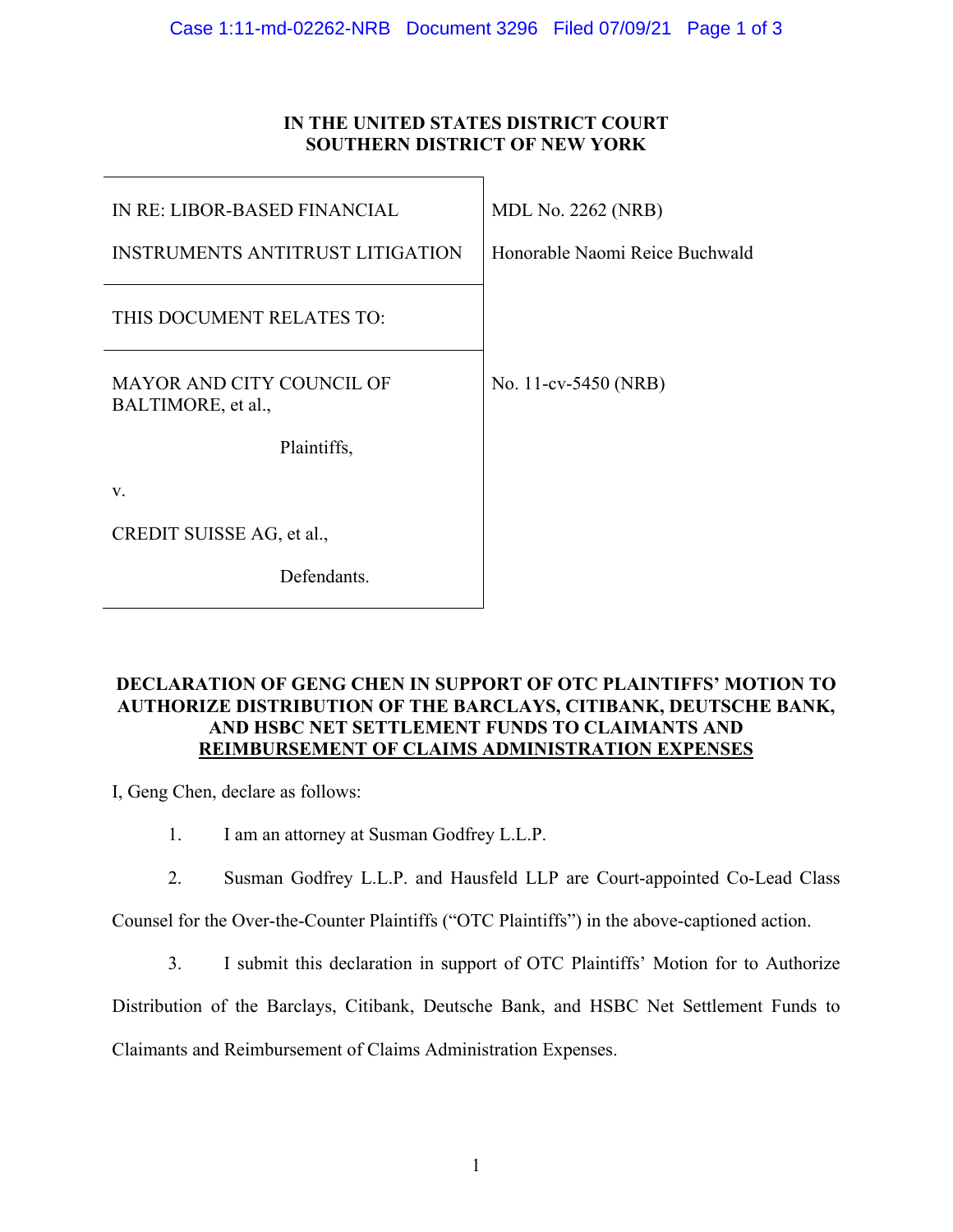**IN THE UNITED STATES DISTRICT COURT**
**SOUTHERN DISTRICT OF NEW YORK**

| | |
|---|---|
| IN RE: LIBOR-BASED FINANCIAL INSTRUMENTS ANTITRUST LITIGATION | MDL No. 2262 (NRB)<br>Honorable Naomi Reice Buchwald |
| THIS DOCUMENT RELATES TO: | |
| MAYOR AND CITY COUNCIL OF BALTIMORE, et al.,<br>Plaintiffs,<br>v.<br>CREDIT SUISSE AG, et al.,<br>Defendants. | No. 11-cv-5450 (NRB) |

**DECLARATION OF GENG CHEN IN SUPPORT OF OTC PLAINTIFFS' MOTION TO AUTHORIZE DISTRIBUTION OF THE BARCLAYS, CITIBANK, DEUTSCHE BANK, AND HSBC NET SETTLEMENT FUNDS TO CLAIMANTS AND REIMBURSEMENT OF CLAIMS ADMINISTRATION EXPENSES**

I, Geng Chen, declare as follows:

1. I am an attorney at Susman Godfrey L.L.P.

2. Susman Godfrey L.L.P. and Hausfeld LLP are Court-appointed Co-Lead Class Counsel for the Over-the-Counter Plaintiffs ("OTC Plaintiffs") in the above-captioned action.

3. I submit this declaration in support of OTC Plaintiffs' Motion for to Authorize Distribution of the Barclays, Citibank, Deutsche Bank, and HSBC Net Settlement Funds to Claimants and Reimbursement of Claims Administration Expenses.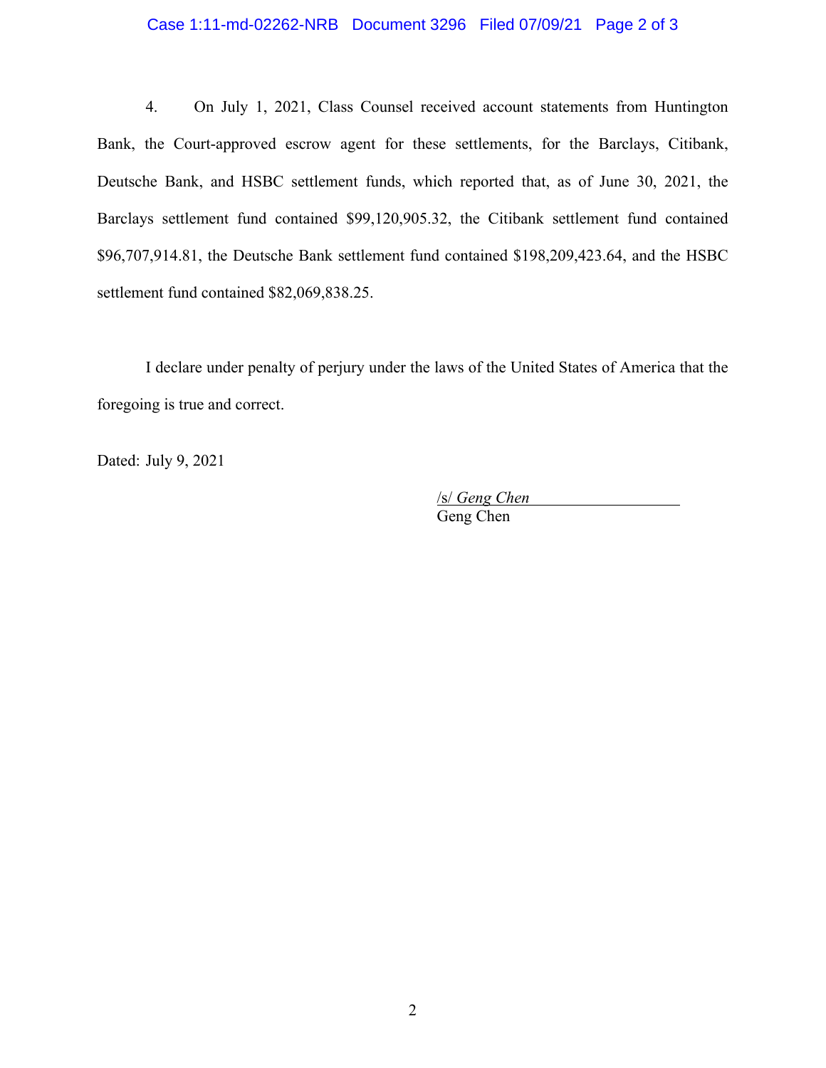4. On July 1, 2021, Class Counsel received account statements from Huntington Bank, the Court-approved escrow agent for these settlements, for the Barclays, Citibank, Deutsche Bank, and HSBC settlement funds, which reported that, as of June 30, 2021, the Barclays settlement fund contained $99,120,905.32, the Citibank settlement fund contained $96,707,914.81, the Deutsche Bank settlement fund contained $198,209,423.64, and the HSBC settlement fund contained $82,069,838.25.

I declare under penalty of perjury under the laws of the United States of America that the foregoing is true and correct.

Dated: July 9, 2021

/s/ *Geng Chen*
Geng Chen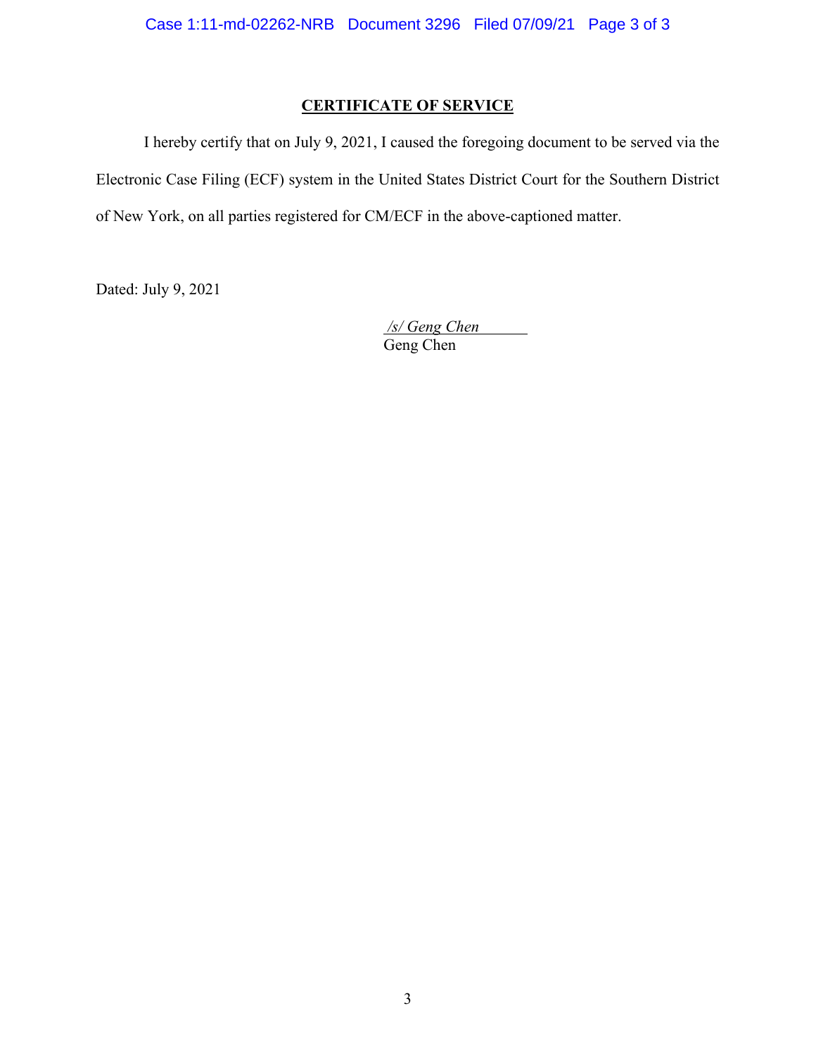# CERTIFICATE OF SERVICE

I hereby certify that on July 9, 2021, I caused the foregoing document to be served via the Electronic Case Filing (ECF) system in the United States District Court for the Southern District of New York, on all parties registered for CM/ECF in the above-captioned matter.

Dated: July 9, 2021

*/s/ Geng Chen*
Geng Chen